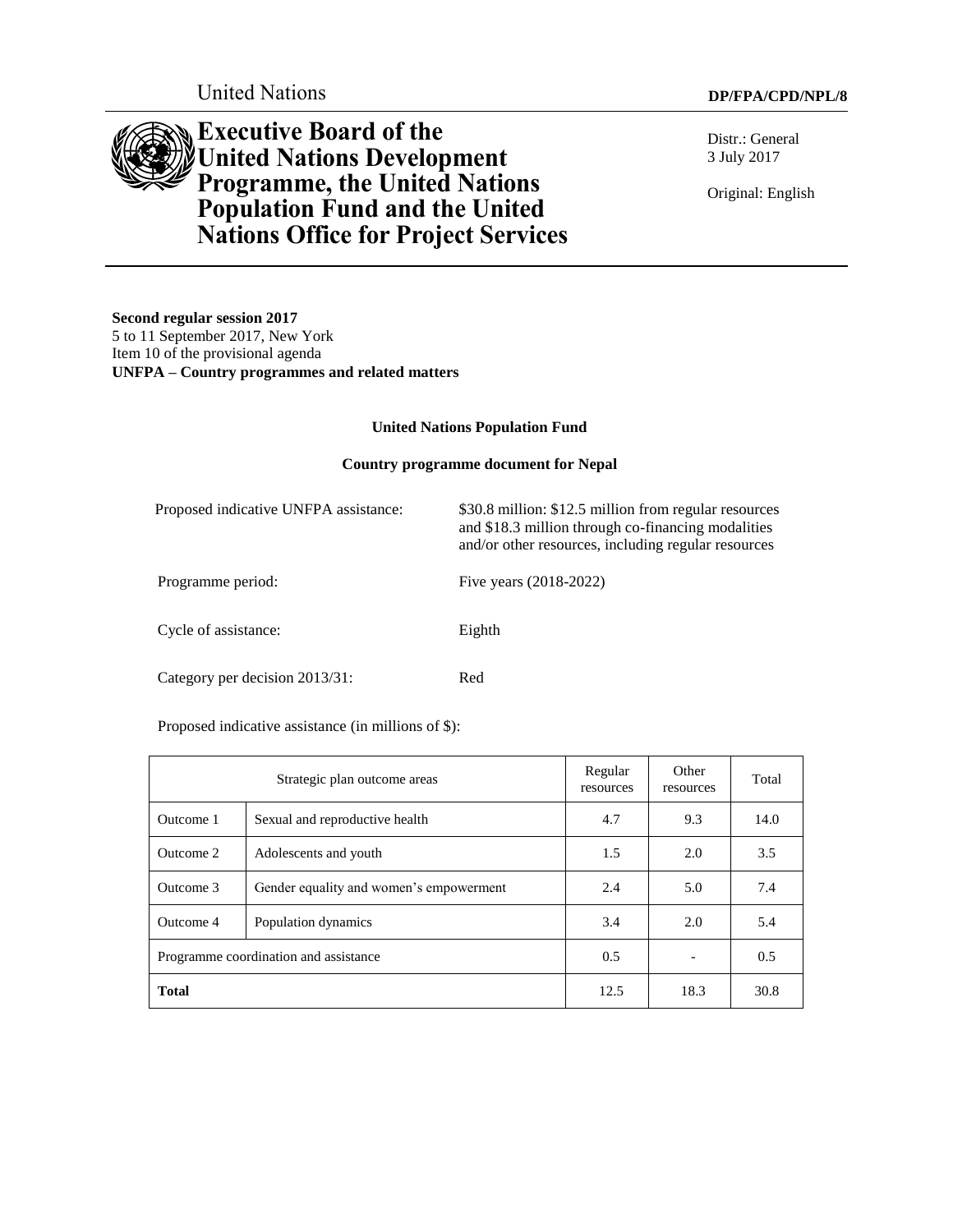United Nations

DP/FPA/CPD/NPL/8

# Executive Board of the United Nations Development Programme, the United Nations Population Fund and the United Nations Office for Project Services

Distr.: General
3 July 2017

Original: English

**Second regular session 2017**
5 to 11 September 2017, New York
Item 10 of the provisional agenda
**UNFPA – Country programmes and related matters**

## United Nations Population Fund

## Country programme document for Nepal

| | |
|---|---|
| Proposed indicative UNFPA assistance: | $30.8 million: $12.5 million from regular resources and $18.3 million through co-financing modalities and/or other resources, including regular resources |
| Programme period: | Five years (2018-2022) |
| Cycle of assistance: | Eighth |
| Category per decision 2013/31: | Red |

Proposed indicative assistance (in millions of $):

| Strategic plan outcome areas | | Regular resources | Other resources | Total |
|---|---|---|---|---|
| Outcome 1 | Sexual and reproductive health | 4.7 | 9.3 | 14.0 |
| Outcome 2 | Adolescents and youth | 1.5 | 2.0 | 3.5 |
| Outcome 3 | Gender equality and women's empowerment | 2.4 | 5.0 | 7.4 |
| Outcome 4 | Population dynamics | 3.4 | 2.0 | 5.4 |
| Programme coordination and assistance | | 0.5 | - | 0.5 |
| **Total** | | 12.5 | 18.3 | 30.8 |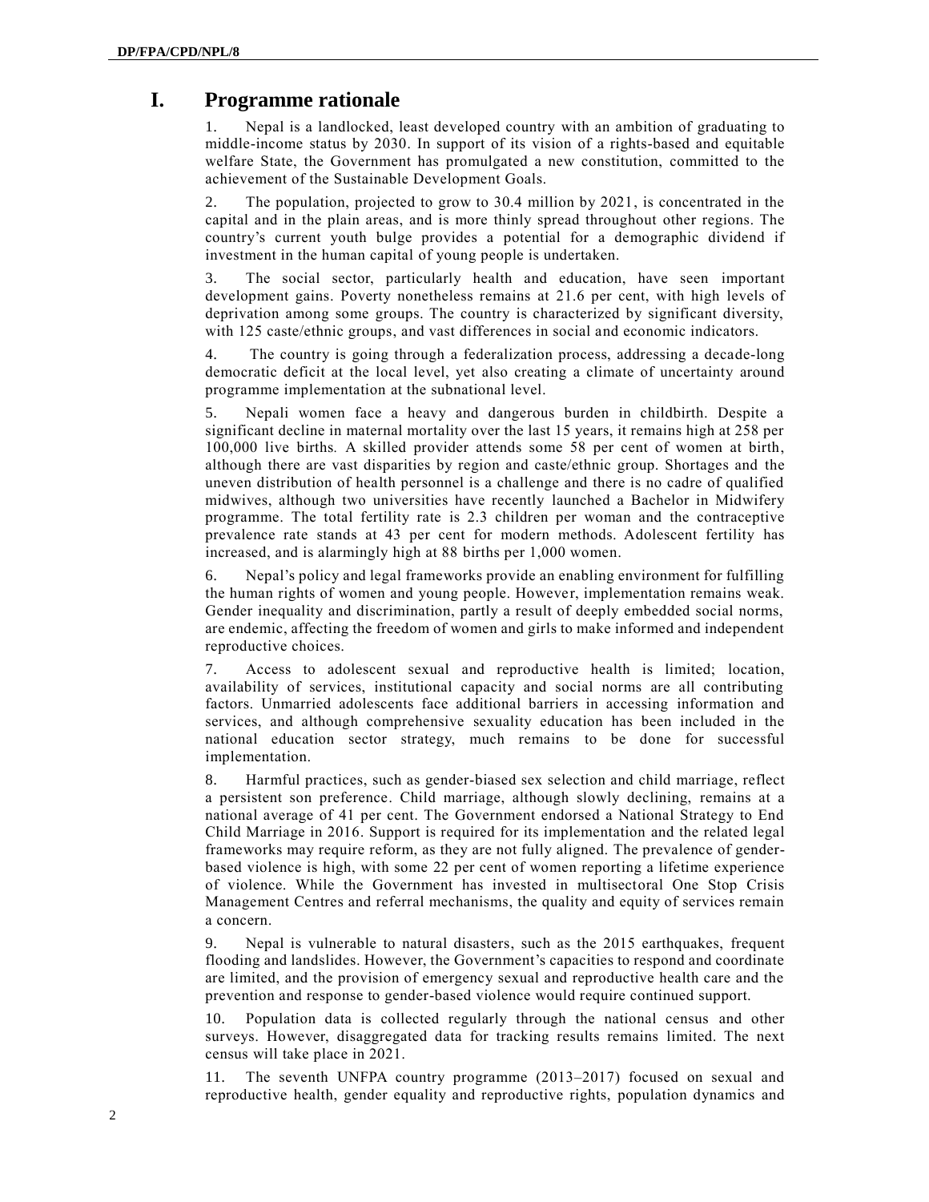# I. Programme rationale

1. Nepal is a landlocked, least developed country with an ambition of graduating to middle-income status by 2030. In support of its vision of a rights-based and equitable welfare State, the Government has promulgated a new constitution, committed to the achievement of the Sustainable Development Goals.

2. The population, projected to grow to 30.4 million by 2021, is concentrated in the capital and in the plain areas, and is more thinly spread throughout other regions. The country's current youth bulge provides a potential for a demographic dividend if investment in the human capital of young people is undertaken.

3. The social sector, particularly health and education, have seen important development gains. Poverty nonetheless remains at 21.6 per cent, with high levels of deprivation among some groups. The country is characterized by significant diversity, with 125 caste/ethnic groups, and vast differences in social and economic indicators.

4. The country is going through a federalization process, addressing a decade-long democratic deficit at the local level, yet also creating a climate of uncertainty around programme implementation at the subnational level.

5. Nepali women face a heavy and dangerous burden in childbirth. Despite a significant decline in maternal mortality over the last 15 years, it remains high at 258 per 100,000 live births. A skilled provider attends some 58 per cent of women at birth, although there are vast disparities by region and caste/ethnic group. Shortages and the uneven distribution of health personnel is a challenge and there is no cadre of qualified midwives, although two universities have recently launched a Bachelor in Midwifery programme. The total fertility rate is 2.3 children per woman and the contraceptive prevalence rate stands at 43 per cent for modern methods. Adolescent fertility has increased, and is alarmingly high at 88 births per 1,000 women.

6. Nepal's policy and legal frameworks provide an enabling environment for fulfilling the human rights of women and young people. However, implementation remains weak. Gender inequality and discrimination, partly a result of deeply embedded social norms, are endemic, affecting the freedom of women and girls to make informed and independent reproductive choices.

7. Access to adolescent sexual and reproductive health is limited; location, availability of services, institutional capacity and social norms are all contributing factors. Unmarried adolescents face additional barriers in accessing information and services, and although comprehensive sexuality education has been included in the national education sector strategy, much remains to be done for successful implementation.

8. Harmful practices, such as gender-biased sex selection and child marriage, reflect a persistent son preference. Child marriage, although slowly declining, remains at a national average of 41 per cent. The Government endorsed a National Strategy to End Child Marriage in 2016. Support is required for its implementation and the related legal frameworks may require reform, as they are not fully aligned. The prevalence of gender-based violence is high, with some 22 per cent of women reporting a lifetime experience of violence. While the Government has invested in multisectoral One Stop Crisis Management Centres and referral mechanisms, the quality and equity of services remain a concern.

9. Nepal is vulnerable to natural disasters, such as the 2015 earthquakes, frequent flooding and landslides. However, the Government's capacities to respond and coordinate are limited, and the provision of emergency sexual and reproductive health care and the prevention and response to gender-based violence would require continued support.

10. Population data is collected regularly through the national census and other surveys. However, disaggregated data for tracking results remains limited. The next census will take place in 2021.

11. The seventh UNFPA country programme (2013–2017) focused on sexual and reproductive health, gender equality and reproductive rights, population dynamics and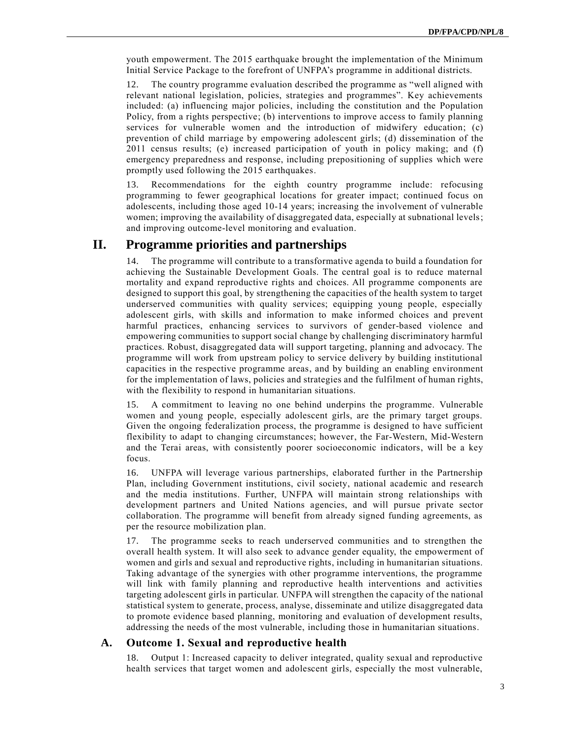youth empowerment. The 2015 earthquake brought the implementation of the Minimum Initial Service Package to the forefront of UNFPA's programme in additional districts.

12. The country programme evaluation described the programme as "well aligned with relevant national legislation, policies, strategies and programmes". Key achievements included: (a) influencing major policies, including the constitution and the Population Policy, from a rights perspective; (b) interventions to improve access to family planning services for vulnerable women and the introduction of midwifery education; (c) prevention of child marriage by empowering adolescent girls; (d) dissemination of the 2011 census results; (e) increased participation of youth in policy making; and (f) emergency preparedness and response, including prepositioning of supplies which were promptly used following the 2015 earthquakes.

13. Recommendations for the eighth country programme include: refocusing programming to fewer geographical locations for greater impact; continued focus on adolescents, including those aged 10-14 years; increasing the involvement of vulnerable women; improving the availability of disaggregated data, especially at subnational levels; and improving outcome-level monitoring and evaluation.

# II. Programme priorities and partnerships

14. The programme will contribute to a transformative agenda to build a foundation for achieving the Sustainable Development Goals. The central goal is to reduce maternal mortality and expand reproductive rights and choices. All programme components are designed to support this goal, by strengthening the capacities of the health system to target underserved communities with quality services; equipping young people, especially adolescent girls, with skills and information to make informed choices and prevent harmful practices, enhancing services to survivors of gender-based violence and empowering communities to support social change by challenging discriminatory harmful practices. Robust, disaggregated data will support targeting, planning and advocacy. The programme will work from upstream policy to service delivery by building institutional capacities in the respective programme areas, and by building an enabling environment for the implementation of laws, policies and strategies and the fulfilment of human rights, with the flexibility to respond in humanitarian situations.

15. A commitment to leaving no one behind underpins the programme. Vulnerable women and young people, especially adolescent girls, are the primary target groups. Given the ongoing federalization process, the programme is designed to have sufficient flexibility to adapt to changing circumstances; however, the Far-Western, Mid-Western and the Terai areas, with consistently poorer socioeconomic indicators, will be a key focus.

16. UNFPA will leverage various partnerships, elaborated further in the Partnership Plan, including Government institutions, civil society, national academic and research and the media institutions. Further, UNFPA will maintain strong relationships with development partners and United Nations agencies, and will pursue private sector collaboration. The programme will benefit from already signed funding agreements, as per the resource mobilization plan.

17. The programme seeks to reach underserved communities and to strengthen the overall health system. It will also seek to advance gender equality, the empowerment of women and girls and sexual and reproductive rights, including in humanitarian situations. Taking advantage of the synergies with other programme interventions, the programme will link with family planning and reproductive health interventions and activities targeting adolescent girls in particular. UNFPA will strengthen the capacity of the national statistical system to generate, process, analyse, disseminate and utilize disaggregated data to promote evidence based planning, monitoring and evaluation of development results, addressing the needs of the most vulnerable, including those in humanitarian situations.

## A. Outcome 1. Sexual and reproductive health

18. Output 1: Increased capacity to deliver integrated, quality sexual and reproductive health services that target women and adolescent girls, especially the most vulnerable,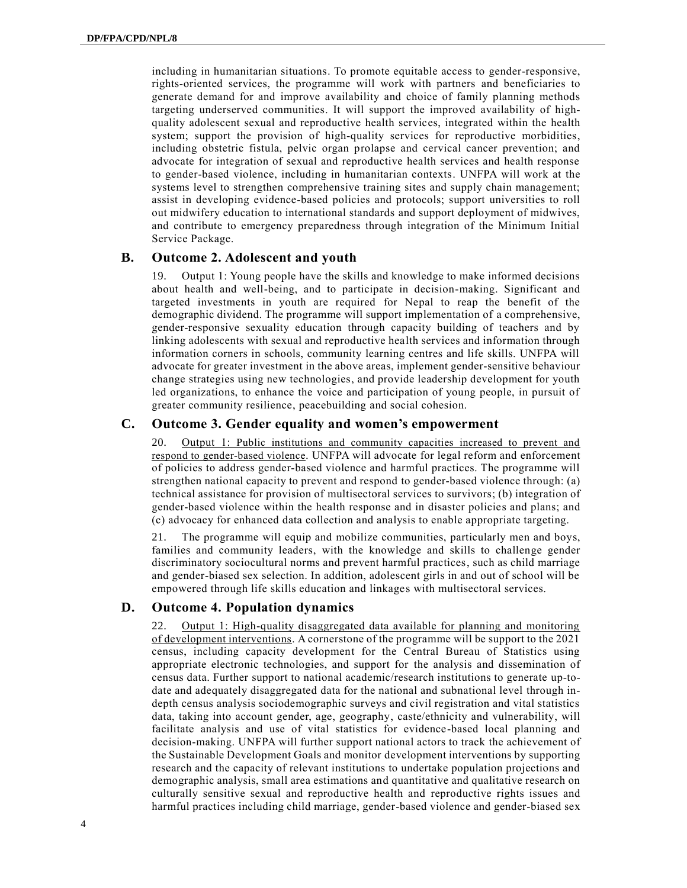including in humanitarian situations. To promote equitable access to gender-responsive, rights-oriented services, the programme will work with partners and beneficiaries to generate demand for and improve availability and choice of family planning methods targeting underserved communities. It will support the improved availability of high-quality adolescent sexual and reproductive health services, integrated within the health system; support the provision of high-quality services for reproductive morbidities, including obstetric fistula, pelvic organ prolapse and cervical cancer prevention; and advocate for integration of sexual and reproductive health services and health response to gender-based violence, including in humanitarian contexts. UNFPA will work at the systems level to strengthen comprehensive training sites and supply chain management; assist in developing evidence-based policies and protocols; support universities to roll out midwifery education to international standards and support deployment of midwives, and contribute to emergency preparedness through integration of the Minimum Initial Service Package.

## B. Outcome 2. Adolescent and youth

19. Output 1: Young people have the skills and knowledge to make informed decisions about health and well-being, and to participate in decision-making. Significant and targeted investments in youth are required for Nepal to reap the benefit of the demographic dividend. The programme will support implementation of a comprehensive, gender-responsive sexuality education through capacity building of teachers and by linking adolescents with sexual and reproductive health services and information through information corners in schools, community learning centres and life skills. UNFPA will advocate for greater investment in the above areas, implement gender-sensitive behaviour change strategies using new technologies, and provide leadership development for youth led organizations, to enhance the voice and participation of young people, in pursuit of greater community resilience, peacebuilding and social cohesion.

## C. Outcome 3. Gender equality and women's empowerment

20. Output 1: Public institutions and community capacities increased to prevent and respond to gender-based violence. UNFPA will advocate for legal reform and enforcement of policies to address gender-based violence and harmful practices. The programme will strengthen national capacity to prevent and respond to gender-based violence through: (a) technical assistance for provision of multisectoral services to survivors; (b) integration of gender-based violence within the health response and in disaster policies and plans; and (c) advocacy for enhanced data collection and analysis to enable appropriate targeting.

21. The programme will equip and mobilize communities, particularly men and boys, families and community leaders, with the knowledge and skills to challenge gender discriminatory sociocultural norms and prevent harmful practices, such as child marriage and gender-biased sex selection. In addition, adolescent girls in and out of school will be empowered through life skills education and linkages with multisectoral services.

## D. Outcome 4. Population dynamics

22. Output 1: High-quality disaggregated data available for planning and monitoring of development interventions. A cornerstone of the programme will be support to the 2021 census, including capacity development for the Central Bureau of Statistics using appropriate electronic technologies, and support for the analysis and dissemination of census data. Further support to national academic/research institutions to generate up-to-date and adequately disaggregated data for the national and subnational level through in-depth census analysis sociodemographic surveys and civil registration and vital statistics data, taking into account gender, age, geography, caste/ethnicity and vulnerability, will facilitate analysis and use of vital statistics for evidence-based local planning and decision-making. UNFPA will further support national actors to track the achievement of the Sustainable Development Goals and monitor development interventions by supporting research and the capacity of relevant institutions to undertake population projections and demographic analysis, small area estimations and quantitative and qualitative research on culturally sensitive sexual and reproductive health and reproductive rights issues and harmful practices including child marriage, gender-based violence and gender-biased sex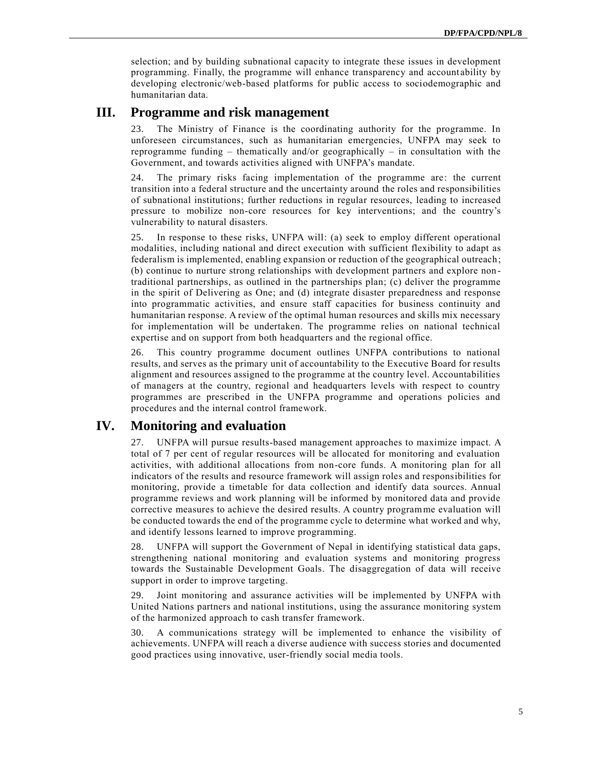selection; and by building subnational capacity to integrate these issues in development programming. Finally, the programme will enhance transparency and accountability by developing electronic/web-based platforms for public access to sociodemographic and humanitarian data.

## III. Programme and risk management

23. The Ministry of Finance is the coordinating authority for the programme. In unforeseen circumstances, such as humanitarian emergencies, UNFPA may seek to reprogramme funding – thematically and/or geographically – in consultation with the Government, and towards activities aligned with UNFPA's mandate.

24. The primary risks facing implementation of the programme are: the current transition into a federal structure and the uncertainty around the roles and responsibilities of subnational institutions; further reductions in regular resources, leading to increased pressure to mobilize non-core resources for key interventions; and the country's vulnerability to natural disasters.

25. In response to these risks, UNFPA will: (a) seek to employ different operational modalities, including national and direct execution with sufficient flexibility to adapt as federalism is implemented, enabling expansion or reduction of the geographical outreach; (b) continue to nurture strong relationships with development partners and explore non-traditional partnerships, as outlined in the partnerships plan; (c) deliver the programme in the spirit of Delivering as One; and (d) integrate disaster preparedness and response into programmatic activities, and ensure staff capacities for business continuity and humanitarian response. A review of the optimal human resources and skills mix necessary for implementation will be undertaken. The programme relies on national technical expertise and on support from both headquarters and the regional office.

26. This country programme document outlines UNFPA contributions to national results, and serves as the primary unit of accountability to the Executive Board for results alignment and resources assigned to the programme at the country level. Accountabilities of managers at the country, regional and headquarters levels with respect to country programmes are prescribed in the UNFPA programme and operations policies and procedures and the internal control framework.

## IV. Monitoring and evaluation

27. UNFPA will pursue results-based management approaches to maximize impact. A total of 7 per cent of regular resources will be allocated for monitoring and evaluation activities, with additional allocations from non-core funds. A monitoring plan for all indicators of the results and resource framework will assign roles and responsibilities for monitoring, provide a timetable for data collection and identify data sources. Annual programme reviews and work planning will be informed by monitored data and provide corrective measures to achieve the desired results. A country programme evaluation will be conducted towards the end of the programme cycle to determine what worked and why, and identify lessons learned to improve programming.

28. UNFPA will support the Government of Nepal in identifying statistical data gaps, strengthening national monitoring and evaluation systems and monitoring progress towards the Sustainable Development Goals. The disaggregation of data will receive support in order to improve targeting.

29. Joint monitoring and assurance activities will be implemented by UNFPA with United Nations partners and national institutions, using the assurance monitoring system of the harmonized approach to cash transfer framework.

30. A communications strategy will be implemented to enhance the visibility of achievements. UNFPA will reach a diverse audience with success stories and documented good practices using innovative, user-friendly social media tools.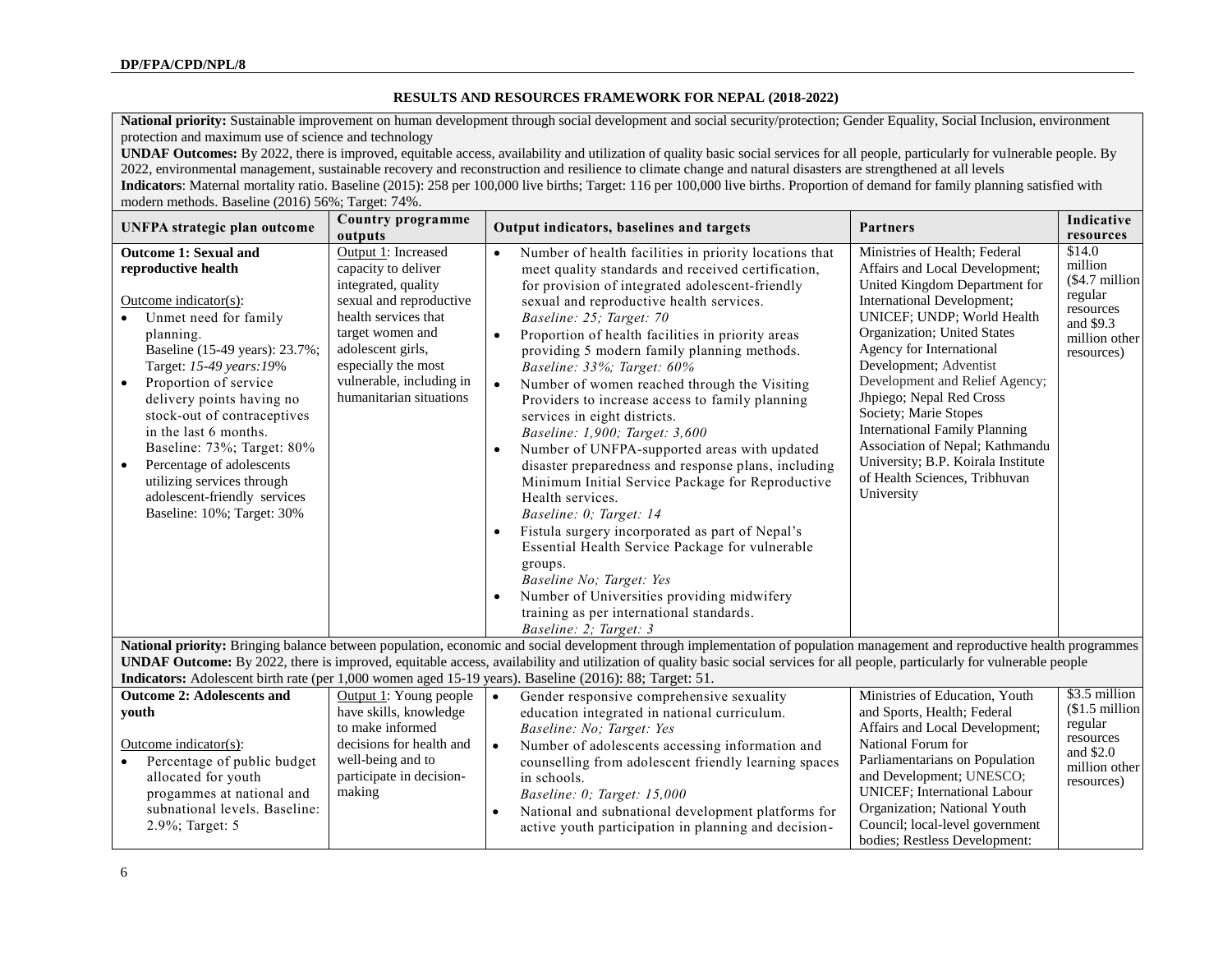**RESULTS AND RESOURCES FRAMEWORK FOR NEPAL (2018-2022)**

| UNFPA strategic plan outcome | Country programme outputs | Output indicators, baselines and targets | Partners | Indicative resources |
|---|---|---|---|---|
| **National priority:** Sustainable improvement on human development through social development and social security/protection; Gender Equality, Social Inclusion, environment protection and maximum use of science and technology<br>**UNDAF Outcomes:** By 2022, there is improved, equitable access, availability and utilization of quality basic social services for all people, particularly for vulnerable people. By 2022, environmental management, sustainable recovery and reconstruction and resilience to climate change and natural disasters are strengthened at all levels<br>**Indicators**: Maternal mortality ratio. Baseline (2015): 258 per 100,000 live births; Target: 116 per 100,000 live births. Proportion of demand for family planning satisfied with modern methods. Baseline (2016) 56%; Target: 74%. | | | | |
| **Outcome 1: Sexual and reproductive health**<br><br>Outcome indicator(s):<br>• Unmet need for family planning. Baseline (15-49 years): 23.7%; Target: *15-49 years:19%*<br>• Proportion of service delivery points having no stock-out of contraceptives in the last 6 months. Baseline: 73%; Target: 80%<br>• Percentage of adolescents utilizing services through adolescent-friendly services Baseline: 10%; Target: 30% | Output 1: Increased capacity to deliver integrated, quality sexual and reproductive health services that target women and adolescent girls, especially the most vulnerable, including in humanitarian situations | • Number of health facilities in priority locations that meet quality standards and received certification, for provision of integrated adolescent-friendly sexual and reproductive health services. *Baseline: 25; Target: 70*<br>• Proportion of health facilities in priority areas providing 5 modern family planning methods. *Baseline: 33%; Target: 60%*<br>• Number of women reached through the Visiting Providers to increase access to family planning services in eight districts. *Baseline: 1,900; Target: 3,600*<br>• Number of UNFPA-supported areas with updated disaster preparedness and response plans, including Minimum Initial Service Package for Reproductive Health services. *Baseline: 0; Target: 14*<br>• Fistula surgery incorporated as part of Nepal's Essential Health Service Package for vulnerable groups. *Baseline No; Target: Yes*<br>• Number of Universities providing midwifery training as per international standards. *Baseline: 2; Target: 3* | Ministries of Health; Federal Affairs and Local Development; United Kingdom Department for International Development; UNICEF; UNDP; World Health Organization; United States Agency for International Development; Adventist Development and Relief Agency; Jhpiego; Nepal Red Cross Society; Marie Stopes International Family Planning Association of Nepal; Kathmandu University; B.P. Koirala Institute of Health Sciences, Tribhuvan University | $14.0 million ($4.7 million regular resources and $9.3 million other resources) |
| **National priority:** Bringing balance between population, economic and social development through implementation of population management and reproductive health programmes<br>**UNDAF Outcome:** By 2022, there is improved, equitable access, availability and utilization of quality basic social services for all people, particularly for vulnerable people<br>**Indicators:** Adolescent birth rate (per 1,000 women aged 15-19 years). Baseline (2016): 88; Target: 51. | | | | |
| **Outcome 2: Adolescents and youth**<br><br>Outcome indicator(s):<br>• Percentage of public budget allocated for youth progammes at national and subnational levels. Baseline: 2.9%; Target: 5 | Output 1: Young people have skills, knowledge to make informed decisions for health and well-being and to participate in decision-making | • Gender responsive comprehensive sexuality education integrated in national curriculum. *Baseline: No; Target: Yes*<br>• Number of adolescents accessing information and counselling from adolescent friendly learning spaces in schools. *Baseline: 0; Target: 15,000*<br>• National and subnational development platforms for active youth participation in planning and decision- | Ministries of Education, Youth and Sports, Health; Federal Affairs and Local Development; National Forum for Parliamentarians on Population and Development; UNESCO; UNICEF; International Labour Organization; National Youth Council; local-level government bodies; Restless Development: | $3.5 million ($1.5 million regular resources and $2.0 million other resources) |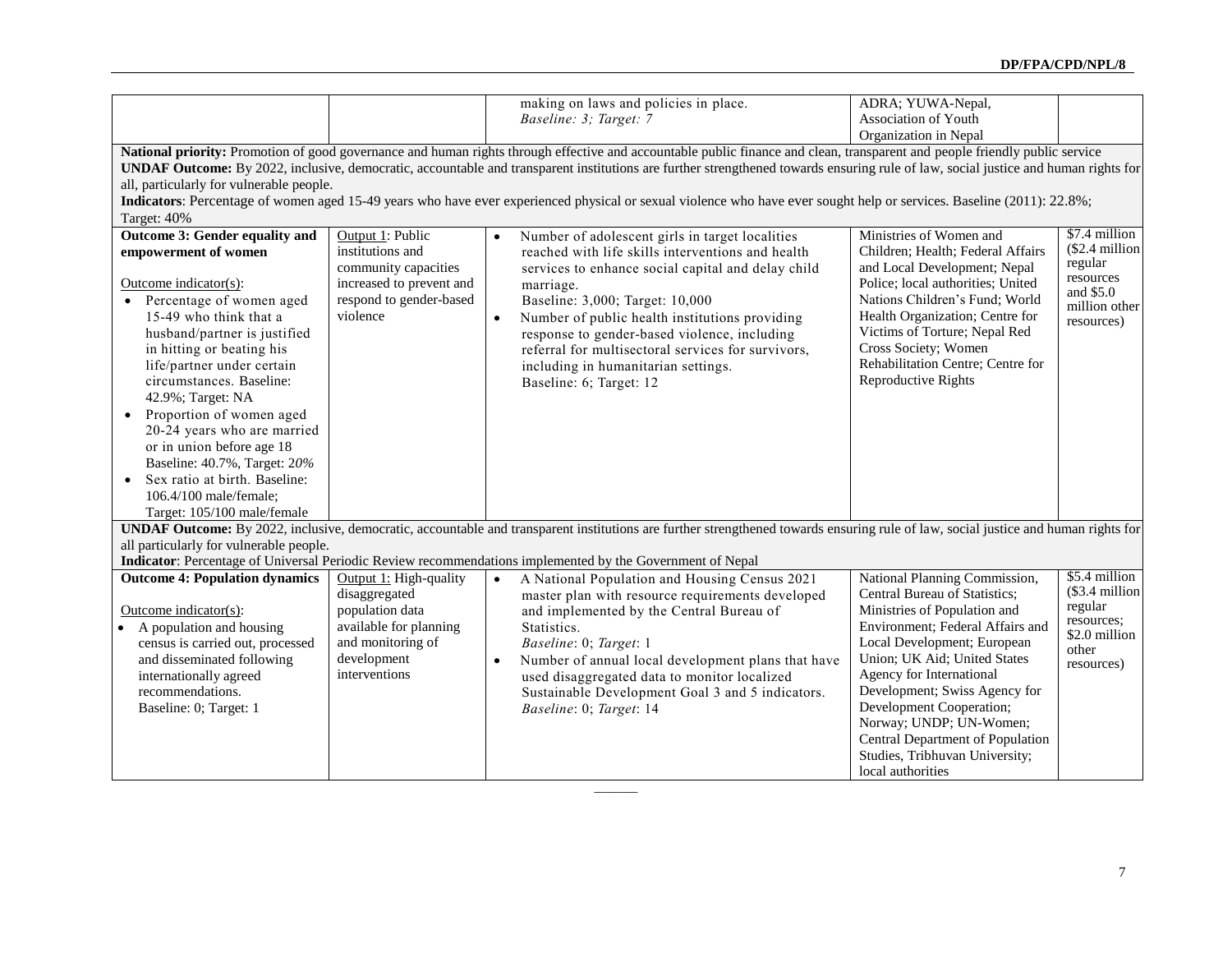| | | | | |
|---|---|---|---|---|
| | | making on laws and policies in place. *Baseline: 3; Target: 7* | ADRA; YUWA-Nepal, Association of Youth Organization in Nepal | |
| **National priority:** Promotion of good governance and human rights through effective and accountable public finance and clean, transparent and people friendly public service **UNDAF Outcome:** By 2022, inclusive, democratic, accountable and transparent institutions are further strengthened towards ensuring rule of law, social justice and human rights for all, particularly for vulnerable people. **Indicators**: Percentage of women aged 15-49 years who have ever experienced physical or sexual violence who have ever sought help or services. Baseline (2011): 22.8%; Target: 40% | | | | |
| **Outcome 3: Gender equality and empowerment of women** Outcome indicator(s): • Percentage of women aged 15-49 who think that a husband/partner is justified in hitting or beating his life/partner under certain circumstances. Baseline: 42.9%; Target: NA • Proportion of women aged 20-24 years who are married or in union before age 18 Baseline: 40.7%, Target: 2*0%* • Sex ratio at birth. Baseline: 106.4/100 male/female; Target: 105/100 male/female | Output 1: Public institutions and community capacities increased to prevent and respond to gender-based violence | • Number of adolescent girls in target localities reached with life skills interventions and health services to enhance social capital and delay child marriage. Baseline: 3,000; Target: 10,000 • Number of public health institutions providing response to gender-based violence, including referral for multisectoral services for survivors, including in humanitarian settings. Baseline: 6; Target: 12 | Ministries of Women and Children; Health; Federal Affairs and Local Development; Nepal Police; local authorities; United Nations Children's Fund; World Health Organization; Centre for Victims of Torture; Nepal Red Cross Society; Women Rehabilitation Centre; Centre for Reproductive Rights | $7.4 million ($2.4 million regular resources and $5.0 million other resources) |
| **UNDAF Outcome:** By 2022, inclusive, democratic, accountable and transparent institutions are further strengthened towards ensuring rule of law, social justice and human rights for all particularly for vulnerable people. **Indicator**: Percentage of Universal Periodic Review recommendations implemented by the Government of Nepal | | | | |
| **Outcome 4: Population dynamics** Outcome indicator(s): • A population and housing census is carried out, processed and disseminated following internationally agreed recommendations. Baseline: 0; Target: 1 | Output 1: High-quality disaggregated population data available for planning and monitoring of development interventions | • A National Population and Housing Census 2021 master plan with resource requirements developed and implemented by the Central Bureau of Statistics. *Baseline*: 0; *Target*: 1 • Number of annual local development plans that have used disaggregated data to monitor localized Sustainable Development Goal 3 and 5 indicators. *Baseline*: 0; *Target*: 14 | National Planning Commission, Central Bureau of Statistics; Ministries of Population and Environment; Federal Affairs and Local Development; European Union; UK Aid; United States Agency for International Development; Swiss Agency for Development Cooperation; Norway; UNDP; UN-Women; Central Department of Population Studies, Tribhuvan University; local authorities | $5.4 million ($3.4 million regular resources; $2.0 million other resources) |